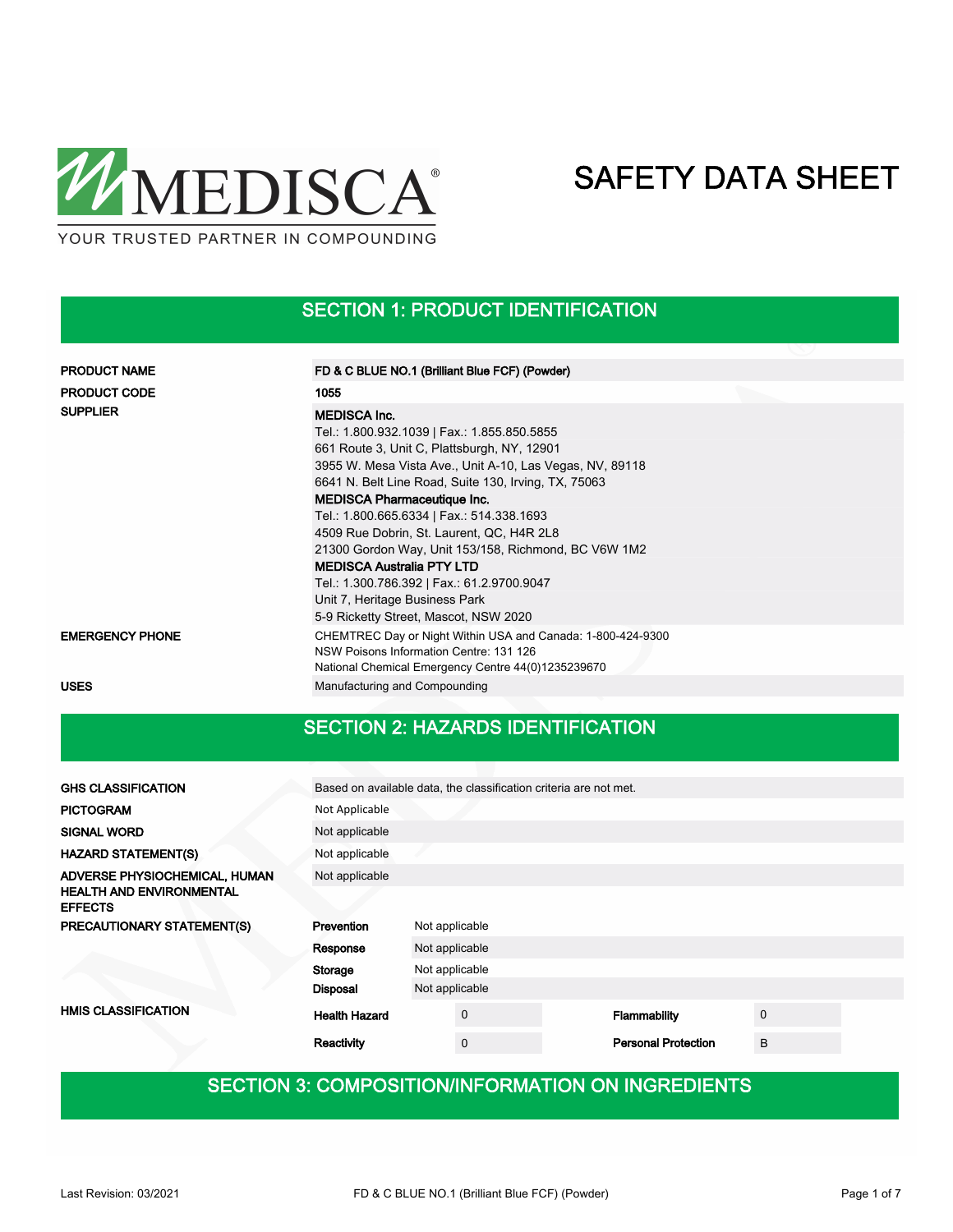MEDISCA®

YOUR TRUSTED PARTNER IN COMPOUNDING

# SAFETY DATA SHEET

## SECTION 1: PRODUCT IDENTIFICATION

| | |
|---|---|
| **PRODUCT NAME** | **FD & C BLUE NO.1 (Brilliant Blue FCF) (Powder)** |
| **PRODUCT CODE** | **1055** |
| **SUPPLIER** | **MEDISCA Inc.**<br>Tel.: 1.800.932.1039 \| Fax.: 1.855.850.5855<br>661 Route 3, Unit C, Plattsburgh, NY, 12901<br>3955 W. Mesa Vista Ave., Unit A-10, Las Vegas, NV, 89118<br>6641 N. Belt Line Road, Suite 130, Irving, TX, 75063<br>**MEDISCA Pharmaceutique Inc.**<br>Tel.: 1.800.665.6334 \| Fax.: 514.338.1693<br>4509 Rue Dobrin, St. Laurent, QC, H4R 2L8<br>21300 Gordon Way, Unit 153/158, Richmond, BC V6W 1M2<br>**MEDISCA Australia PTY LTD**<br>Tel.: 1.300.786.392 \| Fax.: 61.2.9700.9047<br>Unit 7, Heritage Business Park<br>5-9 Ricketty Street, Mascot, NSW 2020 |
| **EMERGENCY PHONE** | CHEMTREC Day or Night Within USA and Canada: 1-800-424-9300<br>NSW Poisons Information Centre: 131 126<br>National Chemical Emergency Centre 44(0)1235239670 |
| **USES** | Manufacturing and Compounding |

## SECTION 2: HAZARDS IDENTIFICATION

| | |
|---|---|
| **GHS CLASSIFICATION** | Based on available data, the classification criteria are not met. |
| **PICTOGRAM** | Not Applicable |
| **SIGNAL WORD** | Not applicable |
| **HAZARD STATEMENT(S)** | Not applicable |
| **ADVERSE PHYSIOCHEMICAL, HUMAN HEALTH AND ENVIRONMENTAL EFFECTS** | Not applicable |

**PRECAUTIONARY STATEMENT(S)**

| | |
|---|---|
| **Prevention** | Not applicable |
| **Response** | Not applicable |
| **Storage** | Not applicable |
| **Disposal** | Not applicable |

**HMIS CLASSIFICATION**

| | | | |
|---|---|---|---|
| **Health Hazard** | 0 | **Flammability** | 0 |
| **Reactivity** | 0 | **Personal Protection** | B |

## SECTION 3: COMPOSITION/INFORMATION ON INGREDIENTS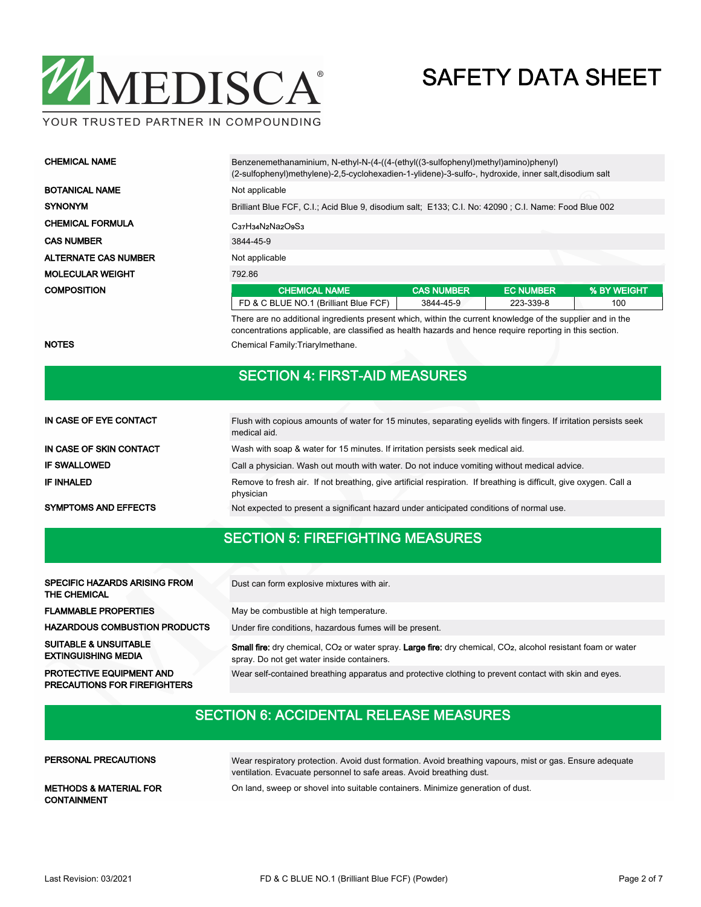# SAFETY DATA SHEET

| | |
|---|---|
| **CHEMICAL NAME** | Benzenemethanaminium, N-ethyl-N-(4-((4-(ethyl((3-sulfophenyl)methyl)amino)phenyl)(2-sulfophenyl)methylene)-2,5-cyclohexadien-1-ylidene)-3-sulfo-, hydroxide, inner salt,disodium salt |
| **BOTANICAL NAME** | Not applicable |
| **SYNONYM** | Brilliant Blue FCF, C.I.; Acid Blue 9, disodium salt; E133; C.I. No: 42090 ; C.I. Name: Food Blue 002 |
| **CHEMICAL FORMULA** | $C_{37}H_{34}N_2Na_2O_9S_3$ |
| **CAS NUMBER** | 3844-45-9 |
| **ALTERNATE CAS NUMBER** | Not applicable |
| **MOLECULAR WEIGHT** | 792.86 |

**COMPOSITION**

| CHEMICAL NAME | CAS NUMBER | EC NUMBER | % BY WEIGHT |
|---|---|---|---|
| FD & C BLUE NO.1 (Brilliant Blue FCF) | 3844-45-9 | 223-339-8 | 100 |

There are no additional ingredients present which, within the current knowledge of the supplier and in the concentrations applicable, are classified as health hazards and hence require reporting in this section.

**NOTES** Chemical Family:Triarylmethane.

## SECTION 4: FIRST-AID MEASURES

| | |
|---|---|
| **IN CASE OF EYE CONTACT** | Flush with copious amounts of water for 15 minutes, separating eyelids with fingers. If irritation persists seek medical aid. |
| **IN CASE OF SKIN CONTACT** | Wash with soap & water for 15 minutes. If irritation persists seek medical aid. |
| **IF SWALLOWED** | Call a physician. Wash out mouth with water. Do not induce vomiting without medical advice. |
| **IF INHALED** | Remove to fresh air. If not breathing, give artificial respiration. If breathing is difficult, give oxygen. Call a physician |
| **SYMPTOMS AND EFFECTS** | Not expected to present a significant hazard under anticipated conditions of normal use. |

## SECTION 5: FIREFIGHTING MEASURES

| | |
|---|---|
| **SPECIFIC HAZARDS ARISING FROM THE CHEMICAL** | Dust can form explosive mixtures with air. |
| **FLAMMABLE PROPERTIES** | May be combustible at high temperature. |
| **HAZARDOUS COMBUSTION PRODUCTS** | Under fire conditions, hazardous fumes will be present. |
| **SUITABLE & UNSUITABLE EXTINGUISHING MEDIA** | **Small fire:** dry chemical, $CO_2$ or water spray. **Large fire:** dry chemical, $CO_2$, alcohol resistant foam or water spray. Do not get water inside containers. |
| **PROTECTIVE EQUIPMENT AND PRECAUTIONS FOR FIREFIGHTERS** | Wear self-contained breathing apparatus and protective clothing to prevent contact with skin and eyes. |

## SECTION 6: ACCIDENTAL RELEASE MEASURES

| | |
|---|---|
| **PERSONAL PRECAUTIONS** | Wear respiratory protection. Avoid dust formation. Avoid breathing vapours, mist or gas. Ensure adequate ventilation. Evacuate personnel to safe areas. Avoid breathing dust. |
| **METHODS & MATERIAL FOR CONTAINMENT** | On land, sweep or shovel into suitable containers. Minimize generation of dust. |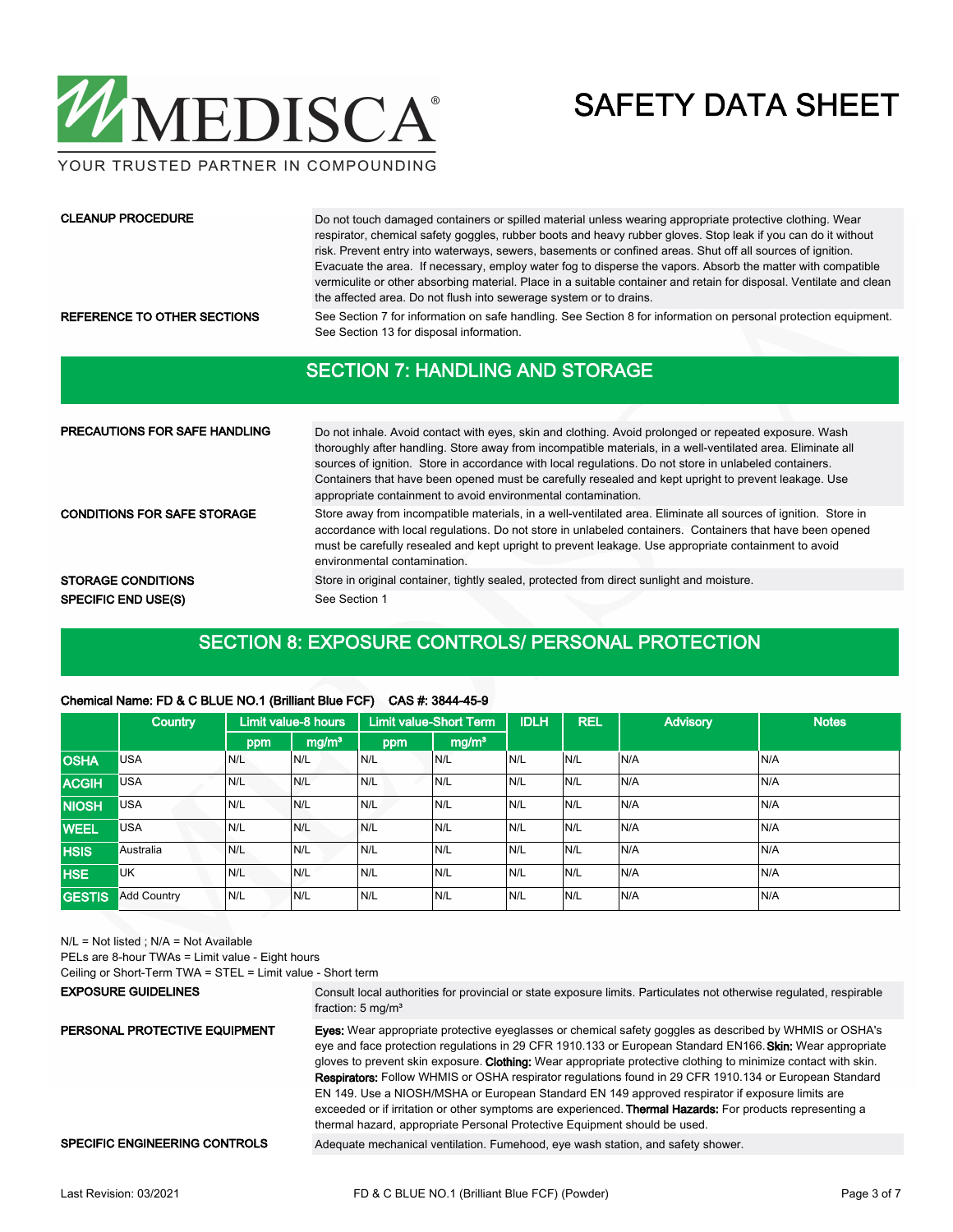**CLEANUP PROCEDURE**

Do not touch damaged containers or spilled material unless wearing appropriate protective clothing. Wear respirator, chemical safety goggles, rubber boots and heavy rubber gloves. Stop leak if you can do it without risk. Prevent entry into waterways, sewers, basements or confined areas. Shut off all sources of ignition. Evacuate the area. If necessary, employ water fog to disperse the vapors. Absorb the matter with compatible vermiculite or other absorbing material. Place in a suitable container and retain for disposal. Ventilate and clean the affected area. Do not flush into sewerage system or to drains.

**REFERENCE TO OTHER SECTIONS**

See Section 7 for information on safe handling. See Section 8 for information on personal protection equipment. See Section 13 for disposal information.

## SECTION 7: HANDLING AND STORAGE

**PRECAUTIONS FOR SAFE HANDLING**

Do not inhale. Avoid contact with eyes, skin and clothing. Avoid prolonged or repeated exposure. Wash thoroughly after handling. Store away from incompatible materials, in a well-ventilated area. Eliminate all sources of ignition. Store in accordance with local regulations. Do not store in unlabeled containers. Containers that have been opened must be carefully resealed and kept upright to prevent leakage. Use appropriate containment to avoid environmental contamination.

**CONDITIONS FOR SAFE STORAGE**

Store away from incompatible materials, in a well-ventilated area. Eliminate all sources of ignition. Store in accordance with local regulations. Do not store in unlabeled containers. Containers that have been opened must be carefully resealed and kept upright to prevent leakage. Use appropriate containment to avoid environmental contamination.

**STORAGE CONDITIONS**

Store in original container, tightly sealed, protected from direct sunlight and moisture.

**SPECIFIC END USE(S)**

See Section 1

## SECTION 8: EXPOSURE CONTROLS/ PERSONAL PROTECTION

**Chemical Name: FD & C BLUE NO.1 (Brilliant Blue FCF) CAS #: 3844-45-9**

| | Country | Limit value-8 hours | | Limit value-Short Term | | IDLH | REL | Advisory | Notes |
|---|---|---|---|---|---|---|---|---|---|
| | | ppm | mg/m³ | ppm | mg/m³ | | | | |
| OSHA | USA | N/L | N/L | N/L | N/L | N/L | N/L | N/A | N/A |
| ACGIH | USA | N/L | N/L | N/L | N/L | N/L | N/L | N/A | N/A |
| NIOSH | USA | N/L | N/L | N/L | N/L | N/L | N/L | N/A | N/A |
| WEEL | USA | N/L | N/L | N/L | N/L | N/L | N/L | N/A | N/A |
| HSIS | Australia | N/L | N/L | N/L | N/L | N/L | N/L | N/A | N/A |
| HSE | UK | N/L | N/L | N/L | N/L | N/L | N/L | N/A | N/A |
| GESTIS | Add Country | N/L | N/L | N/L | N/L | N/L | N/L | N/A | N/A |

N/L = Not listed ; N/A = Not Available

PELs are 8-hour TWAs = Limit value - Eight hours

Ceiling or Short-Term TWA = STEL = Limit value - Short term

**EXPOSURE GUIDELINES**

Consult local authorities for provincial or state exposure limits. Particulates not otherwise regulated, respirable fraction: 5 mg/m³

**PERSONAL PROTECTIVE EQUIPMENT**

**Eyes:** Wear appropriate protective eyeglasses or chemical safety goggles as described by WHMIS or OSHA's eye and face protection regulations in 29 CFR 1910.133 or European Standard EN166. **Skin:** Wear appropriate gloves to prevent skin exposure. **Clothing:** Wear appropriate protective clothing to minimize contact with skin. **Respirators:** Follow WHMIS or OSHA respirator regulations found in 29 CFR 1910.134 or European Standard EN 149. Use a NIOSH/MSHA or European Standard EN 149 approved respirator if exposure limits are exceeded or if irritation or other symptoms are experienced. **Thermal Hazards:** For products representing a thermal hazard, appropriate Personal Protective Equipment should be used.

**SPECIFIC ENGINEERING CONTROLS**

Adequate mechanical ventilation. Fumehood, eye wash station, and safety shower.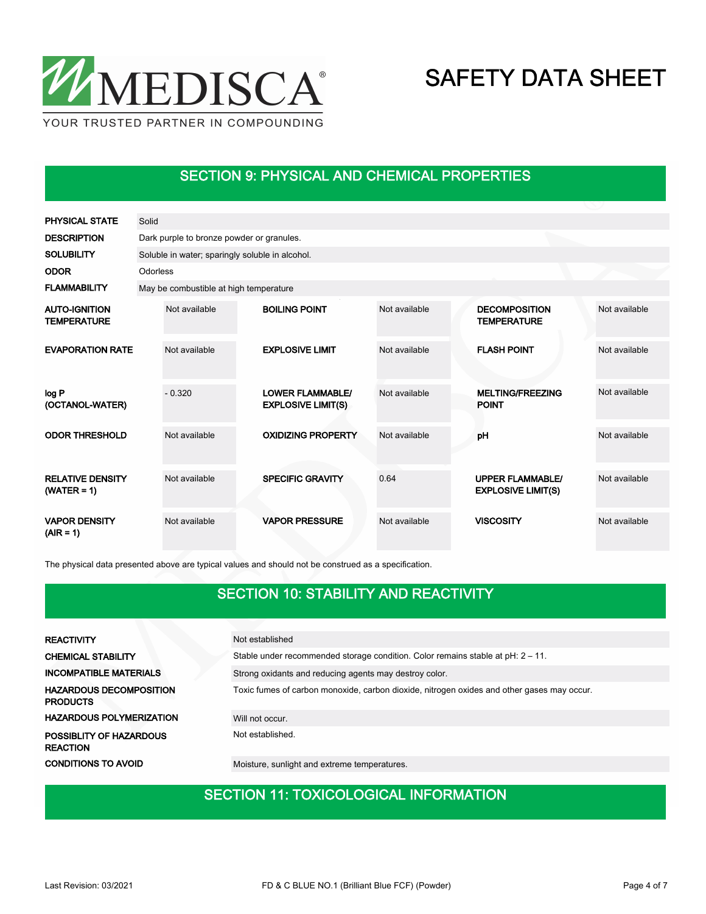## SECTION 9: PHYSICAL AND CHEMICAL PROPERTIES

| | |
|---|---|
| **PHYSICAL STATE** | Solid |
| **DESCRIPTION** | Dark purple to bronze powder or granules. |
| **SOLUBILITY** | Soluble in water; sparingly soluble in alcohol. |
| **ODOR** | Odorless |
| **FLAMMABILITY** | May be combustible at high temperature |

| | | | | | |
|---|---|---|---|---|---|
| **AUTO-IGNITION TEMPERATURE** | Not available | **BOILING POINT** | Not available | **DECOMPOSITION TEMPERATURE** | Not available |
| **EVAPORATION RATE** | Not available | **EXPLOSIVE LIMIT** | Not available | **FLASH POINT** | Not available |
| **log P (OCTANOL-WATER)** | - 0.320 | **LOWER FLAMMABLE/ EXPLOSIVE LIMIT(S)** | Not available | **MELTING/FREEZING POINT** | Not available |
| **ODOR THRESHOLD** | Not available | **OXIDIZING PROPERTY** | Not available | **pH** | Not available |
| **RELATIVE DENSITY (WATER = 1)** | Not available | **SPECIFIC GRAVITY** | 0.64 | **UPPER FLAMMABLE/ EXPLOSIVE LIMIT(S)** | Not available |
| **VAPOR DENSITY (AIR = 1)** | Not available | **VAPOR PRESSURE** | Not available | **VISCOSITY** | Not available |

The physical data presented above are typical values and should not be construed as a specification.

## SECTION 10: STABILITY AND REACTIVITY

| | |
|---|---|
| **REACTIVITY** | Not established |
| **CHEMICAL STABILITY** | Stable under recommended storage condition. Color remains stable at pH: 2 – 11. |
| **INCOMPATIBLE MATERIALS** | Strong oxidants and reducing agents may destroy color. |
| **HAZARDOUS DECOMPOSITION PRODUCTS** | Toxic fumes of carbon monoxide, carbon dioxide, nitrogen oxides and other gases may occur. |
| **HAZARDOUS POLYMERIZATION** | Will not occur. |
| **POSSIBLITY OF HAZARDOUS REACTION** | Not established. |
| **CONDITIONS TO AVOID** | Moisture, sunlight and extreme temperatures. |

## SECTION 11: TOXICOLOGICAL INFORMATION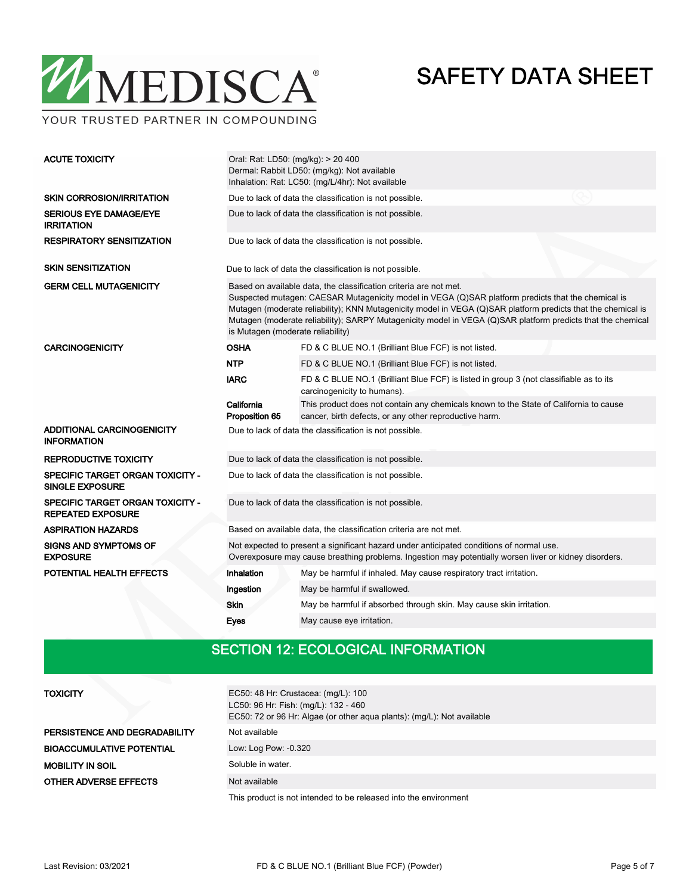| | |
|---|---|
| **ACUTE TOXICITY** | Oral: Rat: LD50: (mg/kg): > 20 400<br>Dermal: Rabbit LD50: (mg/kg): Not available<br>Inhalation: Rat: LC50: (mg/L/4hr): Not available |
| **SKIN CORROSION/IRRITATION** | Due to lack of data the classification is not possible. |
| **SERIOUS EYE DAMAGE/EYE IRRITATION** | Due to lack of data the classification is not possible. |
| **RESPIRATORY SENSITIZATION** | Due to lack of data the classification is not possible. |
| **SKIN SENSITIZATION** | Due to lack of data the classification is not possible. |
| **GERM CELL MUTAGENICITY** | Based on available data, the classification criteria are not met.<br>Suspected mutagen: CAESAR Mutagenicity model in VEGA (Q)SAR platform predicts that the chemical is Mutagen (moderate reliability); KNN Mutagenicity model in VEGA (Q)SAR platform predicts that the chemical is Mutagen (moderate reliability); SARPY Mutagenicity model in VEGA (Q)SAR platform predicts that the chemical is Mutagen (moderate reliability) |

| **CARCINOGENICITY** | | |
|---|---|---|
| | **OSHA** | FD & C BLUE NO.1 (Brilliant Blue FCF) is not listed. |
| | **NTP** | FD & C BLUE NO.1 (Brilliant Blue FCF) is not listed. |
| | **IARC** | FD & C BLUE NO.1 (Brilliant Blue FCF) is listed in group 3 (not classifiable as to its carcinogenicity to humans). |
| | **California Proposition 65** | This product does not contain any chemicals known to the State of California to cause cancer, birth defects, or any other reproductive harm. |

| | |
|---|---|
| **ADDITIONAL CARCINOGENICITY INFORMATION** | Due to lack of data the classification is not possible. |
| **REPRODUCTIVE TOXICITY** | Due to lack of data the classification is not possible. |
| **SPECIFIC TARGET ORGAN TOXICITY - SINGLE EXPOSURE** | Due to lack of data the classification is not possible. |
| **SPECIFIC TARGET ORGAN TOXICITY - REPEATED EXPOSURE** | Due to lack of data the classification is not possible. |
| **ASPIRATION HAZARDS** | Based on available data, the classification criteria are not met. |
| **SIGNS AND SYMPTOMS OF EXPOSURE** | Not expected to present a significant hazard under anticipated conditions of normal use.<br>Overexposure may cause breathing problems. Ingestion may potentially worsen liver or kidney disorders. |

| **POTENTIAL HEALTH EFFECTS** | | |
|---|---|---|
| | **Inhalation** | May be harmful if inhaled. May cause respiratory tract irritation. |
| | **Ingestion** | May be harmful if swallowed. |
| | **Skin** | May be harmful if absorbed through skin. May cause skin irritation. |
| | **Eyes** | May cause eye irritation. |

## SECTION 12: ECOLOGICAL INFORMATION

| | |
|---|---|
| **TOXICITY** | EC50: 48 Hr: Crustacea: (mg/L): 100<br>LC50: 96 Hr: Fish: (mg/L): 132 - 460<br>EC50: 72 or 96 Hr: Algae (or other aqua plants): (mg/L): Not available |
| **PERSISTENCE AND DEGRADABILITY** | Not available |
| **BIOACCUMULATIVE POTENTIAL** | Low: Log Pow: -0.320 |
| **MOBILITY IN SOIL** | Soluble in water. |
| **OTHER ADVERSE EFFECTS** | Not available |

This product is not intended to be released into the environment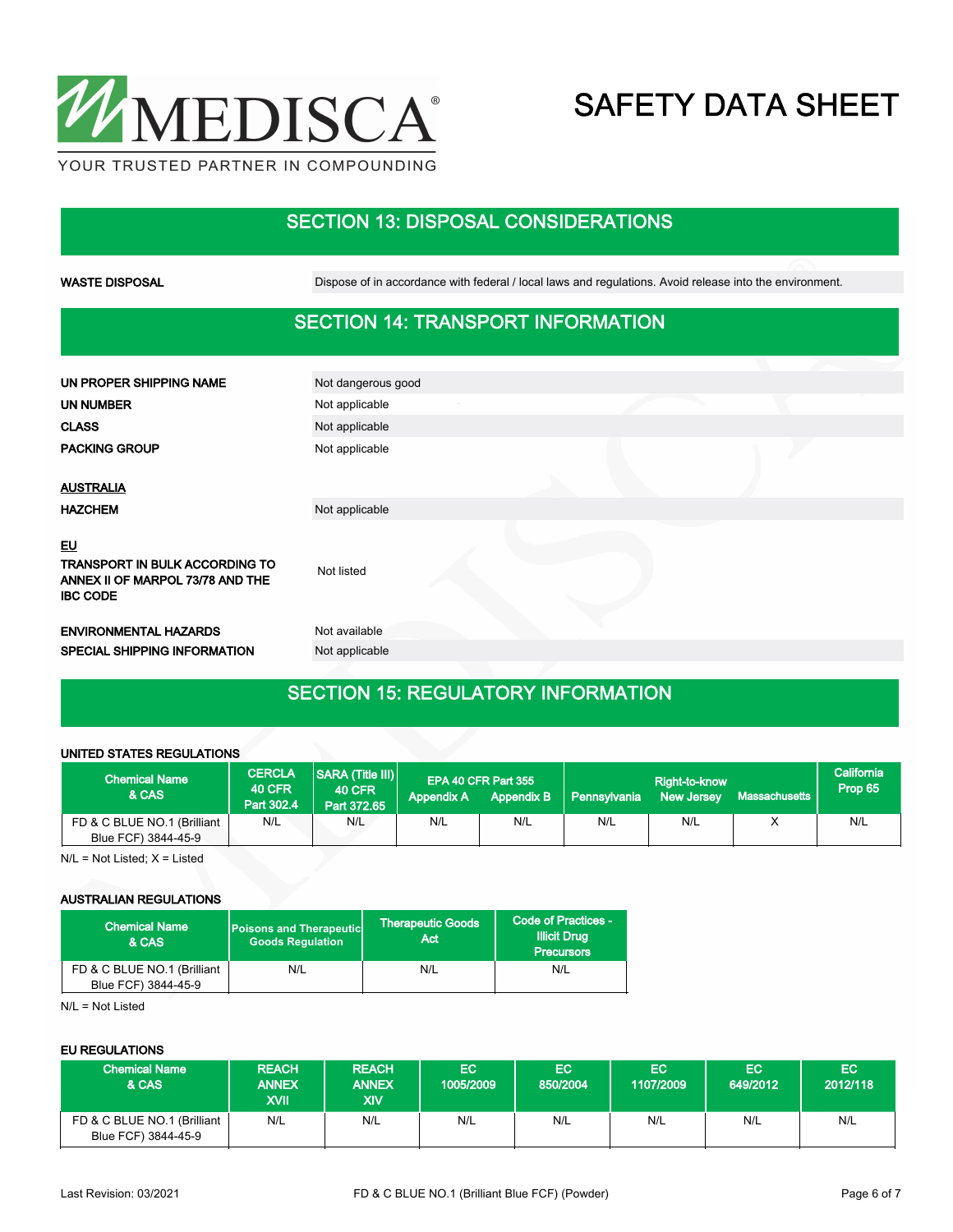## SECTION 13: DISPOSAL CONSIDERATIONS

| | |
|---|---|
| **WASTE DISPOSAL** | Dispose of in accordance with federal / local laws and regulations. Avoid release into the environment. |

## SECTION 14: TRANSPORT INFORMATION

| | |
|---|---|
| **UN PROPER SHIPPING NAME** | Not dangerous good |
| **UN NUMBER** | Not applicable |
| **CLASS** | Not applicable |
| **PACKING GROUP** | Not applicable |

**AUSTRALIA**

| | |
|---|---|
| **HAZCHEM** | Not applicable |

**EU**

| | |
|---|---|
| **TRANSPORT IN BULK ACCORDING TO ANNEX II OF MARPOL 73/78 AND THE IBC CODE** | Not listed |
| **ENVIRONMENTAL HAZARDS** | Not available |
| **SPECIAL SHIPPING INFORMATION** | Not applicable |

## SECTION 15: REGULATORY INFORMATION

**UNITED STATES REGULATIONS**

| Chemical Name & CAS | CERCLA 40 CFR Part 302.4 | SARA (Title III) 40 CFR Part 372.65 | EPA 40 CFR Part 355 | | Right-to-know | | | California Prop 65 |
|---|---|---|---|---|---|---|---|---|
| | | | Appendix A | Appendix B | Pennsylvania | New Jersey | Massachusetts | |
| FD & C BLUE NO.1 (Brilliant Blue FCF) 3844-45-9 | N/L | N/L | N/L | N/L | N/L | N/L | X | N/L |

N/L = Not Listed; X = Listed

**AUSTRALIAN REGULATIONS**

| Chemical Name & CAS | Poisons and Therapeutic Goods Regulation | Therapeutic Goods Act | Code of Practices - Illicit Drug Precursors |
|---|---|---|---|
| FD & C BLUE NO.1 (Brilliant Blue FCF) 3844-45-9 | N/L | N/L | N/L |

N/L = Not Listed

**EU REGULATIONS**

| Chemical Name & CAS | REACH ANNEX XVII | REACH ANNEX XIV | EC 1005/2009 | EC 850/2004 | EC 1107/2009 | EC 649/2012 | EC 2012/118 |
|---|---|---|---|---|---|---|---|
| FD & C BLUE NO.1 (Brilliant Blue FCF) 3844-45-9 | N/L | N/L | N/L | N/L | N/L | N/L | N/L |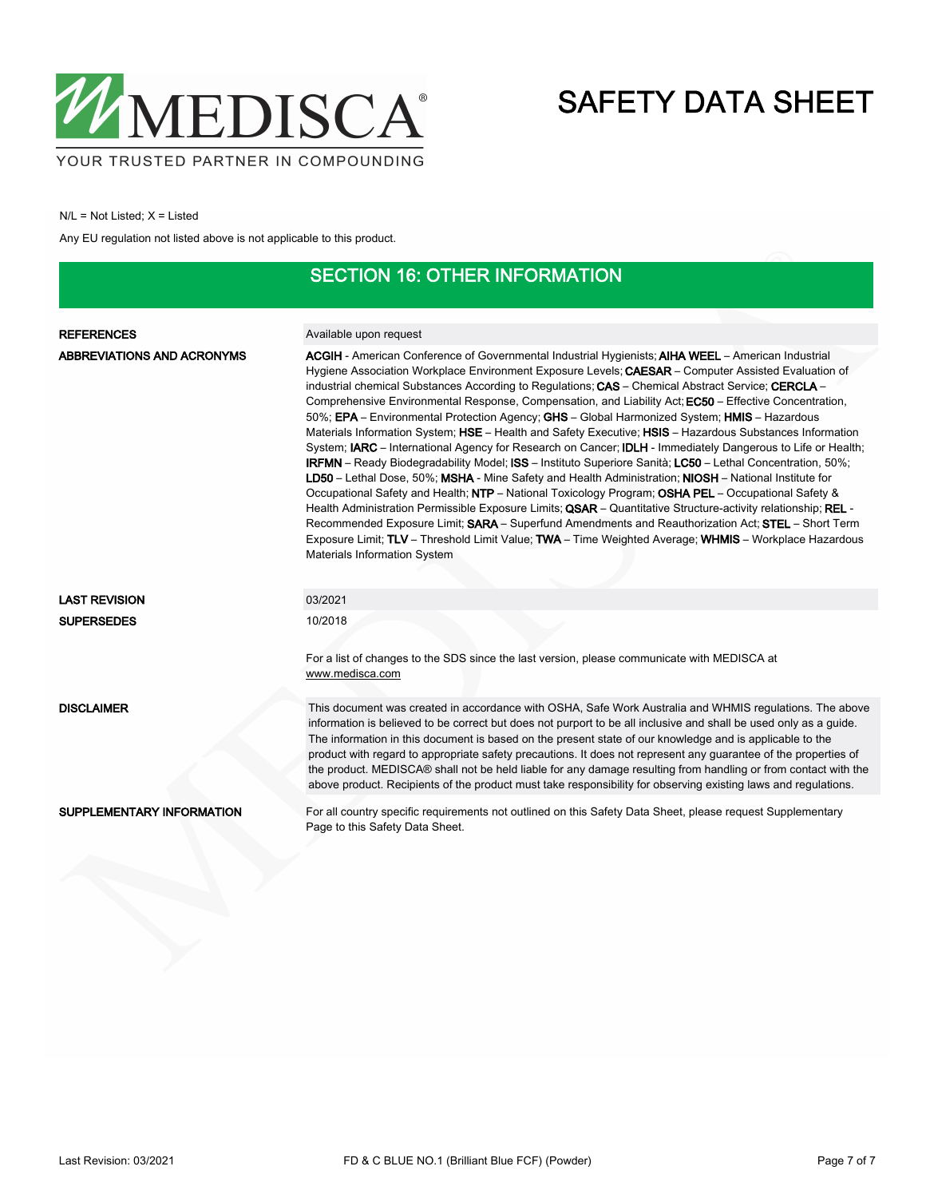N/L = Not Listed; X = Listed

Any EU regulation not listed above is not applicable to this product.

## SECTION 16: OTHER INFORMATION

**REFERENCES**

Available upon request

**ABBREVIATIONS AND ACRONYMS**

**ACGIH** - American Conference of Governmental Industrial Hygienists; **AIHA WEEL** – American Industrial Hygiene Association Workplace Environment Exposure Levels; **CAESAR** – Computer Assisted Evaluation of industrial chemical Substances According to Regulations; **CAS** – Chemical Abstract Service; **CERCLA** – Comprehensive Environmental Response, Compensation, and Liability Act; **EC50** – Effective Concentration, 50%; **EPA** – Environmental Protection Agency; **GHS** – Global Harmonized System; **HMIS** – Hazardous Materials Information System; **HSE** – Health and Safety Executive; **HSIS** – Hazardous Substances Information System; **IARC** – International Agency for Research on Cancer; **IDLH** - Immediately Dangerous to Life or Health; **IRFMN** – Ready Biodegradability Model; **ISS** – Instituto Superiore Sanità; **LC50** – Lethal Concentration, 50%; **LD50** – Lethal Dose, 50%; **MSHA** - Mine Safety and Health Administration; **NIOSH** – National Institute for Occupational Safety and Health; **NTP** – National Toxicology Program; **OSHA PEL** – Occupational Safety & Health Administration Permissible Exposure Limits; **QSAR** – Quantitative Structure-activity relationship; **REL** - Recommended Exposure Limit; **SARA** – Superfund Amendments and Reauthorization Act; **STEL** – Short Term Exposure Limit; **TLV** – Threshold Limit Value; **TWA** – Time Weighted Average; **WHMIS** – Workplace Hazardous Materials Information System

**LAST REVISION**

03/2021

**SUPERSEDES**

10/2018

For a list of changes to the SDS since the last version, please communicate with MEDISCA at www.medisca.com

**DISCLAIMER**

This document was created in accordance with OSHA, Safe Work Australia and WHMIS regulations. The above information is believed to be correct but does not purport to be all inclusive and shall be used only as a guide. The information in this document is based on the present state of our knowledge and is applicable to the product with regard to appropriate safety precautions. It does not represent any guarantee of the properties of the product. MEDISCA® shall not be held liable for any damage resulting from handling or from contact with the above product. Recipients of the product must take responsibility for observing existing laws and regulations.

**SUPPLEMENTARY INFORMATION**

For all country specific requirements not outlined on this Safety Data Sheet, please request Supplementary Page to this Safety Data Sheet.